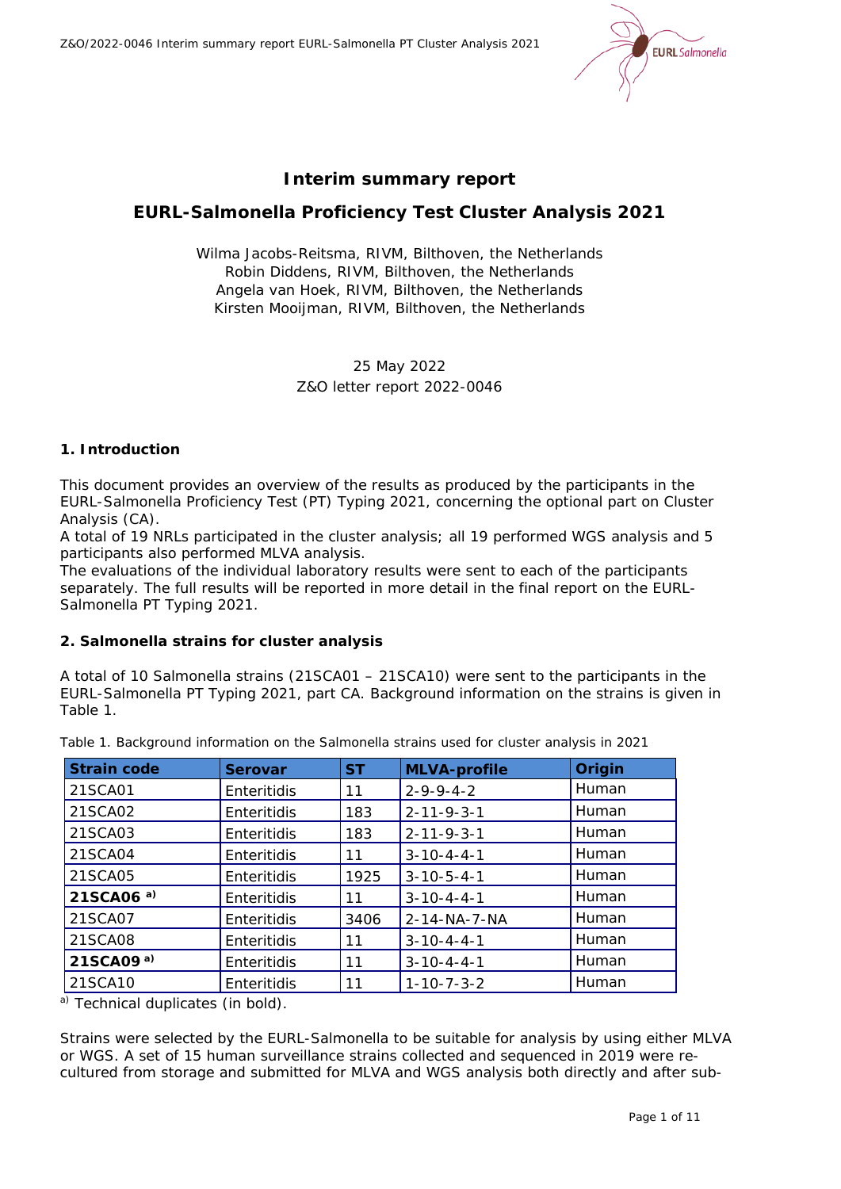# Interim summary report

## EURL-Salmonella Proficiency Test Cluster Analysis 2021

Wilma Jacobs-Reitsma, RIVM, Bilthoven, the Netherlands
Robin Diddens, RIVM, Bilthoven, the Netherlands
Angela van Hoek, RIVM, Bilthoven, the Netherlands
Kirsten Mooijman, RIVM, Bilthoven, the Netherlands

25 May 2022
Z&O letter report 2022-0046

### 1. Introduction

This document provides an overview of the results as produced by the participants in the EURL-Salmonella Proficiency Test (PT) Typing 2021, concerning the optional part on Cluster Analysis (CA).
A total of 19 NRLs participated in the cluster analysis; all 19 performed WGS analysis and 5 participants also performed MLVA analysis.
The evaluations of the individual laboratory results were sent to each of the participants separately. The full results will be reported in more detail in the final report on the EURL-Salmonella PT Typing 2021.

### 2. Salmonella strains for cluster analysis

A total of 10 Salmonella strains (21SCA01 – 21SCA10) were sent to the participants in the EURL-Salmonella PT Typing 2021, part CA. Background information on the strains is given in Table 1.

Table 1. Background information on the Salmonella strains used for cluster analysis in 2021

| Strain code | Serovar | ST | MLVA-profile | Origin |
|---|---|---|---|---|
| 21SCA01 | Enteritidis | 11 | 2-9-9-4-2 | Human |
| 21SCA02 | Enteritidis | 183 | 2-11-9-3-1 | Human |
| 21SCA03 | Enteritidis | 183 | 2-11-9-3-1 | Human |
| 21SCA04 | Enteritidis | 11 | 3-10-4-4-1 | Human |
| 21SCA05 | Enteritidis | 1925 | 3-10-5-4-1 | Human |
| **21SCA06** [a] | Enteritidis | 11 | 3-10-4-4-1 | Human |
| 21SCA07 | Enteritidis | 3406 | 2-14-NA-7-NA | Human |
| 21SCA08 | Enteritidis | 11 | 3-10-4-4-1 | Human |
| **21SCA09** [a] | Enteritidis | 11 | 3-10-4-4-1 | Human |
| 21SCA10 | Enteritidis | 11 | 1-10-7-3-2 | Human |

[a] Technical duplicates (in bold).

Strains were selected by the EURL-Salmonella to be suitable for analysis by using either MLVA or WGS. A set of 15 human surveillance strains collected and sequenced in 2019 were re-cultured from storage and submitted for MLVA and WGS analysis both directly and after sub-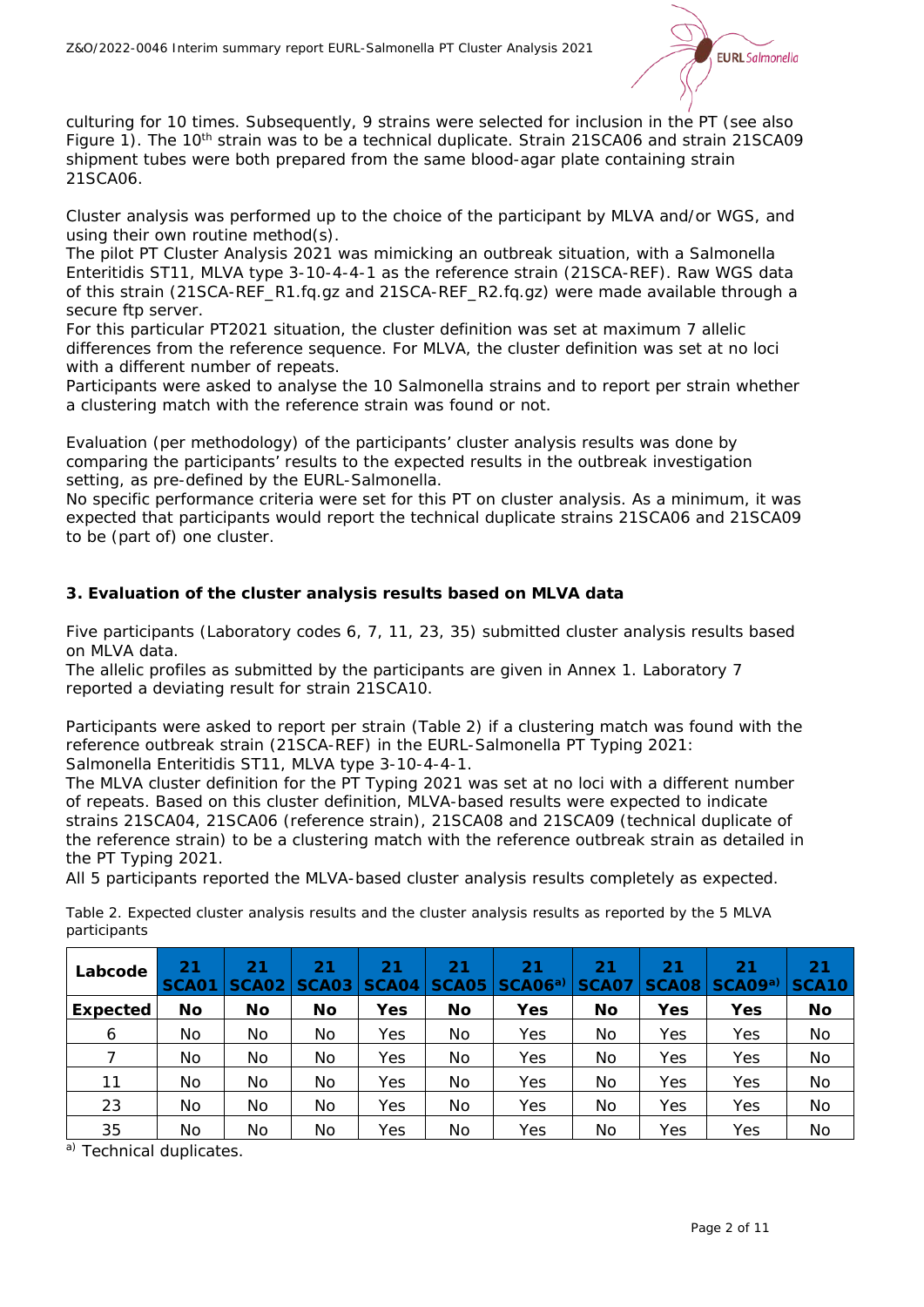culturing for 10 times. Subsequently, 9 strains were selected for inclusion in the PT (see also Figure 1). The 10th strain was to be a technical duplicate. Strain 21SCA06 and strain 21SCA09 shipment tubes were both prepared from the same blood-agar plate containing strain 21SCA06.

Cluster analysis was performed up to the choice of the participant by MLVA and/or WGS, and using their own routine method(s).
The pilot PT Cluster Analysis 2021 was mimicking an outbreak situation, with a Salmonella Enteritidis ST11, MLVA type 3-10-4-4-1 as the reference strain (21SCA-REF). Raw WGS data of this strain (21SCA-REF_R1.fq.gz and 21SCA-REF_R2.fq.gz) were made available through a secure ftp server.
For this particular PT2021 situation, the cluster definition was set at maximum 7 allelic differences from the reference sequence. For MLVA, the cluster definition was set at no loci with a different number of repeats.
Participants were asked to analyse the 10 Salmonella strains and to report per strain whether a clustering match with the reference strain was found or not.

Evaluation (per methodology) of the participants' cluster analysis results was done by comparing the participants' results to the expected results in the outbreak investigation setting, as pre-defined by the EURL-Salmonella.
No specific performance criteria were set for this PT on cluster analysis. As a minimum, it was expected that participants would report the technical duplicate strains 21SCA06 and 21SCA09 to be (part of) one cluster.

## 3. Evaluation of the cluster analysis results based on MLVA data

Five participants (Laboratory codes 6, 7, 11, 23, 35) submitted cluster analysis results based on MLVA data.
The allelic profiles as submitted by the participants are given in Annex 1. Laboratory 7 reported a deviating result for strain 21SCA10.

Participants were asked to report per strain (Table 2) if a clustering match was found with the reference outbreak strain (21SCA-REF) in the EURL-Salmonella PT Typing 2021:
Salmonella Enteritidis ST11, MLVA type 3-10-4-4-1.
The MLVA cluster definition for the PT Typing 2021 was set at no loci with a different number of repeats. Based on this cluster definition, MLVA-based results were expected to indicate strains 21SCA04, 21SCA06 (reference strain), 21SCA08 and 21SCA09 (technical duplicate of the reference strain) to be a clustering match with the reference outbreak strain as detailed in the PT Typing 2021.
All 5 participants reported the MLVA-based cluster analysis results completely as expected.

Table 2. Expected cluster analysis results and the cluster analysis results as reported by the 5 MLVA participants

| Labcode | 21 SCA01 | 21 SCA02 | 21 SCA03 | 21 SCA04 | 21 SCA05 | 21 SCA06[a] | 21 SCA07 | 21 SCA08 | 21 SCA09[a] | 21 SCA10 |
|---|---|---|---|---|---|---|---|---|---|---|
| **Expected** | **No** | **No** | **No** | **Yes** | **No** | **Yes** | **No** | **Yes** | **Yes** | **No** |
| 6 | No | No | No | Yes | No | Yes | No | Yes | Yes | No |
| 7 | No | No | No | Yes | No | Yes | No | Yes | Yes | No |
| 11 | No | No | No | Yes | No | Yes | No | Yes | Yes | No |
| 23 | No | No | No | Yes | No | Yes | No | Yes | Yes | No |
| 35 | No | No | No | Yes | No | Yes | No | Yes | Yes | No |

[a] Technical duplicates.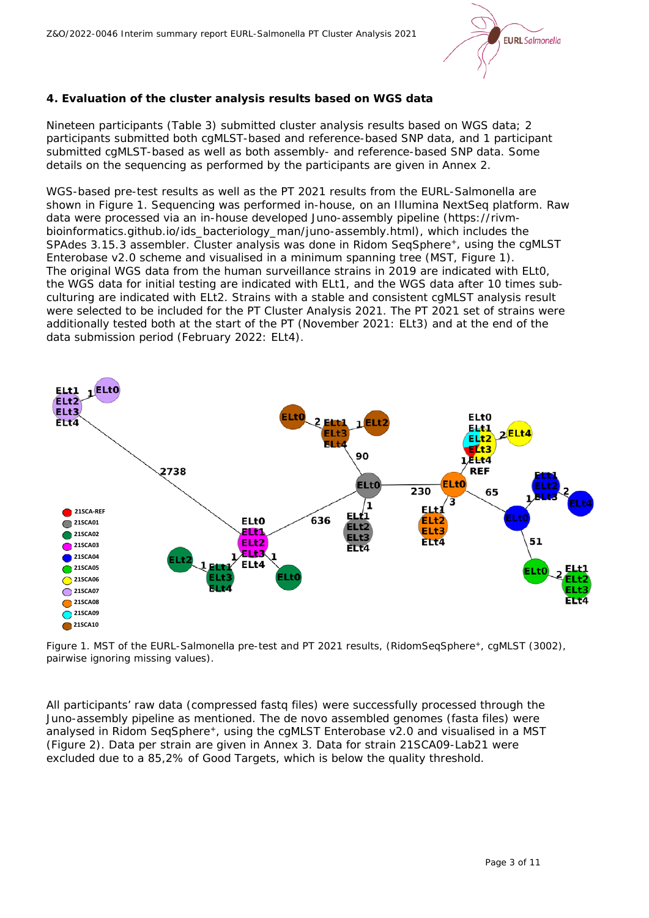## 4. Evaluation of the cluster analysis results based on WGS data

Nineteen participants (Table 3) submitted cluster analysis results based on WGS data; 2 participants submitted both cgMLST-based and reference-based SNP data, and 1 participant submitted cgMLST-based as well as both assembly- and reference-based SNP data. Some details on the sequencing as performed by the participants are given in Annex 2.

WGS-based pre-test results as well as the PT 2021 results from the EURL-Salmonella are shown in Figure 1. Sequencing was performed in-house, on an Illumina NextSeq platform. Raw data were processed via an in-house developed Juno-assembly pipeline (https://rivm-bioinformatics.github.io/ids_bacteriology_man/juno-assembly.html), which includes the SPAdes 3.15.3 assembler. Cluster analysis was done in Ridom SeqSphere+, using the cgMLST Enterobase v2.0 scheme and visualised in a minimum spanning tree (MST, Figure 1). The original WGS data from the human surveillance strains in 2019 are indicated with ELt0, the WGS data for initial testing are indicated with ELt1, and the WGS data after 10 times sub-culturing are indicated with ELt2. Strains with a stable and consistent cgMLST analysis result were selected to be included for the PT Cluster Analysis 2021. The PT 2021 set of strains were additionally tested both at the start of the PT (November 2021: ELt3) and at the end of the data submission period (February 2022: ELt4).

Figure 1. MST of the EURL-Salmonella pre-test and PT 2021 results, (RidomSeqSphere+, cgMLST (3002), pairwise ignoring missing values).

All participants' raw data (compressed fastq files) were successfully processed through the Juno-assembly pipeline as mentioned. The de novo assembled genomes (fasta files) were analysed in Ridom SeqSphere+, using the cgMLST Enterobase v2.0 and visualised in a MST (Figure 2). Data per strain are given in Annex 3. Data for strain 21SCA09-Lab21 were excluded due to a 85,2% of Good Targets, which is below the quality threshold.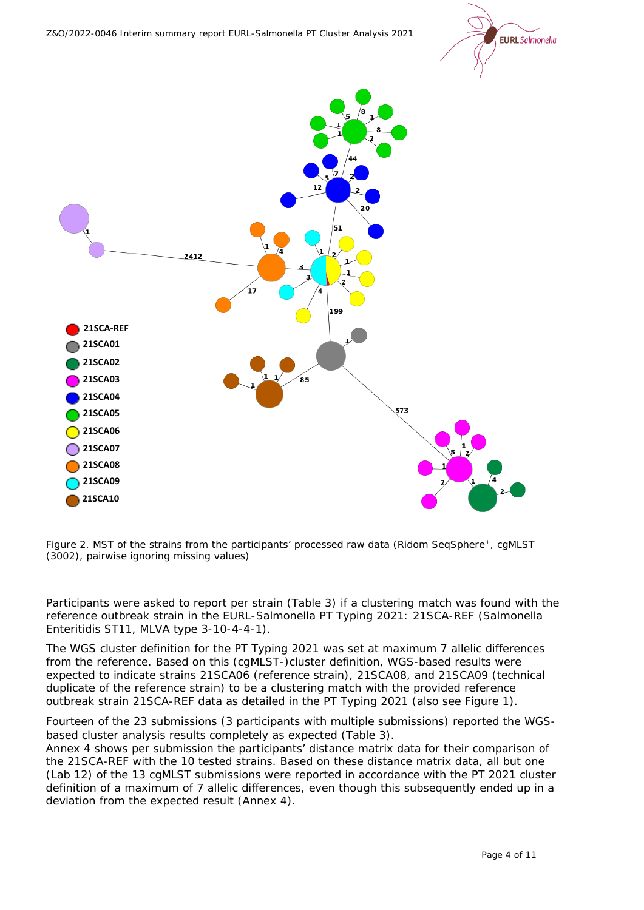Figure 2. MST of the strains from the participants' processed raw data (Ridom SeqSphere+, cgMLST (3002), pairwise ignoring missing values)

Participants were asked to report per strain (Table 3) if a clustering match was found with the reference outbreak strain in the EURL-Salmonella PT Typing 2021: 21SCA-REF (Salmonella Enteritidis ST11, MLVA type 3-10-4-4-1).

The WGS cluster definition for the PT Typing 2021 was set at maximum 7 allelic differences from the reference. Based on this (cgMLST-)cluster definition, WGS-based results were expected to indicate strains 21SCA06 (reference strain), 21SCA08, and 21SCA09 (technical duplicate of the reference strain) to be a clustering match with the provided reference outbreak strain 21SCA-REF data as detailed in the PT Typing 2021 (also see Figure 1).

Fourteen of the 23 submissions (3 participants with multiple submissions) reported the WGS-based cluster analysis results completely as expected (Table 3).
Annex 4 shows per submission the participants' distance matrix data for their comparison of the 21SCA-REF with the 10 tested strains. Based on these distance matrix data, all but one (Lab 12) of the 13 cgMLST submissions were reported in accordance with the PT 2021 cluster definition of a maximum of 7 allelic differences, even though this subsequently ended up in a deviation from the expected result (Annex 4).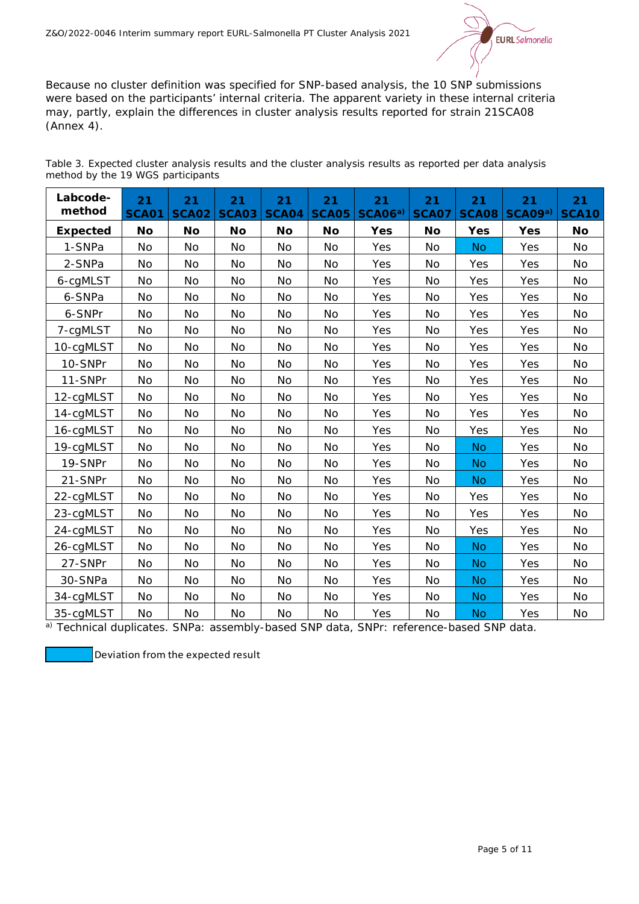Because no cluster definition was specified for SNP-based analysis, the 10 SNP submissions were based on the participants' internal criteria. The apparent variety in these internal criteria may, partly, explain the differences in cluster analysis results reported for strain 21SCA08 (Annex 4).

Table 3. Expected cluster analysis results and the cluster analysis results as reported per data analysis method by the 19 WGS participants

| Labcode-method | 21 SCA01 | 21 SCA02 | 21 SCA03 | 21 SCA04 | 21 SCA05 | 21 SCA06[a)] | 21 SCA07 | 21 SCA08 | 21 SCA09[a)] | 21 SCA10 |
|---|---|---|---|---|---|---|---|---|---|---|
| **Expected** | **No** | **No** | **No** | **No** | **No** | **Yes** | **No** | **Yes** | **Yes** | **No** |
| 1-SNPa | No | No | No | No | No | Yes | No | No | Yes | No |
| 2-SNPa | No | No | No | No | No | Yes | No | Yes | Yes | No |
| 6-cgMLST | No | No | No | No | No | Yes | No | Yes | Yes | No |
| 6-SNPa | No | No | No | No | No | Yes | No | Yes | Yes | No |
| 6-SNPr | No | No | No | No | No | Yes | No | Yes | Yes | No |
| 7-cgMLST | No | No | No | No | No | Yes | No | Yes | Yes | No |
| 10-cgMLST | No | No | No | No | No | Yes | No | Yes | Yes | No |
| 10-SNPr | No | No | No | No | No | Yes | No | Yes | Yes | No |
| 11-SNPr | No | No | No | No | No | Yes | No | Yes | Yes | No |
| 12-cgMLST | No | No | No | No | No | Yes | No | Yes | Yes | No |
| 14-cgMLST | No | No | No | No | No | Yes | No | Yes | Yes | No |
| 16-cgMLST | No | No | No | No | No | Yes | No | Yes | Yes | No |
| 19-cgMLST | No | No | No | No | No | Yes | No | No | Yes | No |
| 19-SNPr | No | No | No | No | No | Yes | No | No | Yes | No |
| 21-SNPr | No | No | No | No | No | Yes | No | No | Yes | No |
| 22-cgMLST | No | No | No | No | No | Yes | No | Yes | Yes | No |
| 23-cgMLST | No | No | No | No | No | Yes | No | Yes | Yes | No |
| 24-cgMLST | No | No | No | No | No | Yes | No | Yes | Yes | No |
| 26-cgMLST | No | No | No | No | No | Yes | No | No | Yes | No |
| 27-SNPr | No | No | No | No | No | Yes | No | No | Yes | No |
| 30-SNPa | No | No | No | No | No | Yes | No | No | Yes | No |
| 34-cgMLST | No | No | No | No | No | Yes | No | No | Yes | No |
| 35-cgMLST | No | No | No | No | No | Yes | No | No | Yes | No |

[a)] Technical duplicates. SNPa: assembly-based SNP data, SNPr: reference-based SNP data.

Deviation from the expected result (highlighted cells: 21SCA08 "No" results for 1-SNPa, 19-cgMLST, 19-SNPr, 21-SNPr, 26-cgMLST, 27-SNPr, 30-SNPa, 34-cgMLST, 35-cgMLST)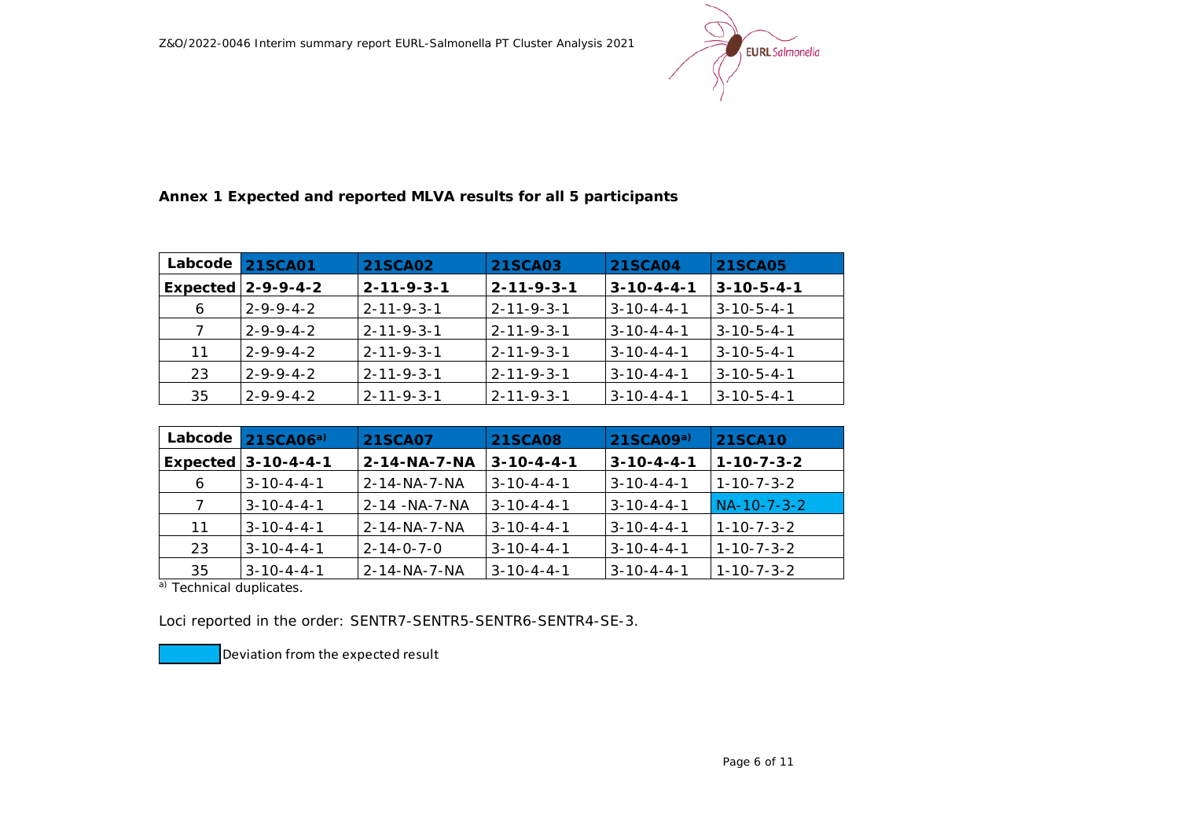**Annex 1 Expected and reported MLVA results for all 5 participants**

| Labcode | 21SCA01 | 21SCA02 | 21SCA03 | 21SCA04 | 21SCA05 |
|---|---|---|---|---|---|
| **Expected** | **2-9-9-4-2** | **2-11-9-3-1** | **2-11-9-3-1** | **3-10-4-4-1** | **3-10-5-4-1** |
| 6 | 2-9-9-4-2 | 2-11-9-3-1 | 2-11-9-3-1 | 3-10-4-4-1 | 3-10-5-4-1 |
| 7 | 2-9-9-4-2 | 2-11-9-3-1 | 2-11-9-3-1 | 3-10-4-4-1 | 3-10-5-4-1 |
| 11 | 2-9-9-4-2 | 2-11-9-3-1 | 2-11-9-3-1 | 3-10-4-4-1 | 3-10-5-4-1 |
| 23 | 2-9-9-4-2 | 2-11-9-3-1 | 2-11-9-3-1 | 3-10-4-4-1 | 3-10-5-4-1 |
| 35 | 2-9-9-4-2 | 2-11-9-3-1 | 2-11-9-3-1 | 3-10-4-4-1 | 3-10-5-4-1 |

| Labcode | 21SCA06[a)] | 21SCA07 | 21SCA08 | 21SCA09[a)] | 21SCA10 |
|---|---|---|---|---|---|
| **Expected** | **3-10-4-4-1** | **2-14-NA-7-NA** | **3-10-4-4-1** | **3-10-4-4-1** | **1-10-7-3-2** |
| 6 | 3-10-4-4-1 | 2-14-NA-7-NA | 3-10-4-4-1 | 3-10-4-4-1 | 1-10-7-3-2 |
| 7 | 3-10-4-4-1 | 2-14 -NA-7-NA | 3-10-4-4-1 | 3-10-4-4-1 | NA-10-7-3-2 |
| 11 | 3-10-4-4-1 | 2-14-NA-7-NA | 3-10-4-4-1 | 3-10-4-4-1 | 1-10-7-3-2 |
| 23 | 3-10-4-4-1 | 2-14-0-7-0 | 3-10-4-4-1 | 3-10-4-4-1 | 1-10-7-3-2 |
| 35 | 3-10-4-4-1 | 2-14-NA-7-NA | 3-10-4-4-1 | 3-10-4-4-1 | 1-10-7-3-2 |

[a)] Technical duplicates.

Loci reported in the order: SENTR7-SENTR5-SENTR6-SENTR4-SE-3.

Deviation from the expected result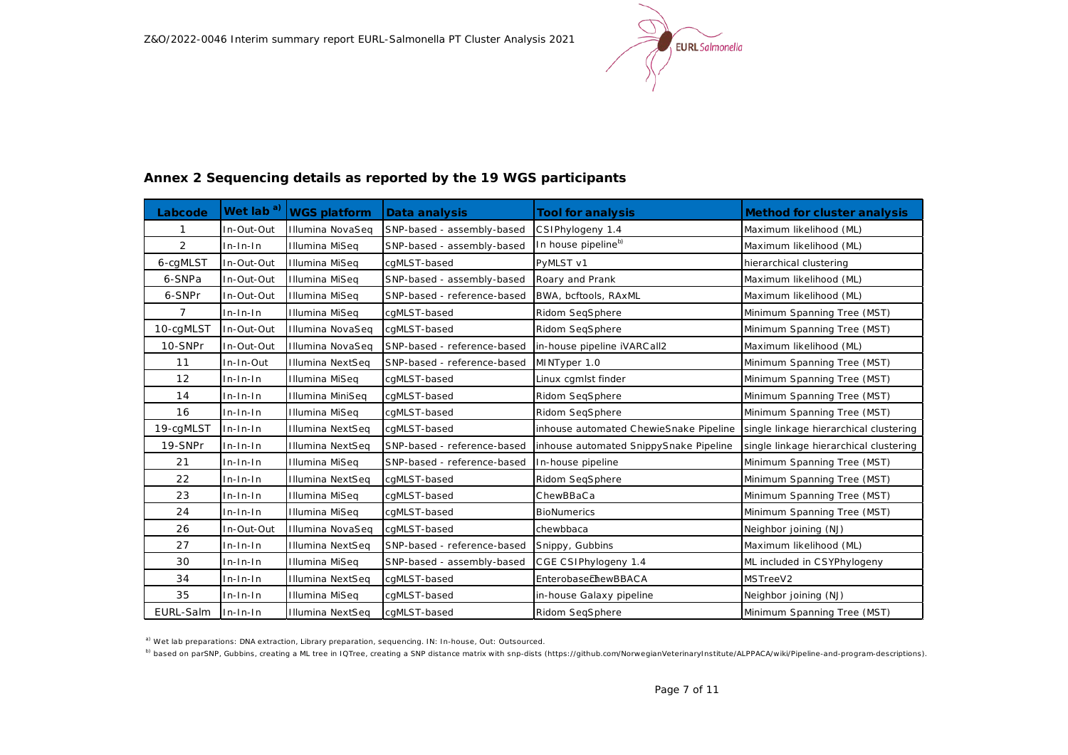## Annex 2 Sequencing details as reported by the 19 WGS participants

| Labcode | Wet lab [a] | WGS platform | Data analysis | Tool for analysis | Method for cluster analysis |
|---|---|---|---|---|---|
| 1 | In-Out-Out | Illumina NovaSeq | SNP-based - assembly-based | CSIPhylogeny 1.4 | Maximum likelihood (ML) |
| 2 | In-In-In | Illumina MiSeq | SNP-based - assembly-based | In house pipeline[b] | Maximum likelihood (ML) |
| 6-cgMLST | In-Out-Out | Illumina MiSeq | cgMLST-based | PyMLST v1 | hierarchical clustering |
| 6-SNPa | In-Out-Out | Illumina MiSeq | SNP-based - assembly-based | Roary and Prank | Maximum likelihood (ML) |
| 6-SNPr | In-Out-Out | Illumina MiSeq | SNP-based - reference-based | BWA, bcftools, RAxML | Maximum likelihood (ML) |
| 7 | In-In-In | Illumina MiSeq | cgMLST-based | Ridom SeqSphere | Minimum Spanning Tree (MST) |
| 10-cgMLST | In-Out-Out | Illumina NovaSeq | cgMLST-based | Ridom SeqSphere | Minimum Spanning Tree (MST) |
| 10-SNPr | In-Out-Out | Illumina NovaSeq | SNP-based - reference-based | in-house pipeline iVARCall2 | Maximum likelihood (ML) |
| 11 | In-In-Out | Illumina NextSeq | SNP-based - reference-based | MINTyper 1.0 | Minimum Spanning Tree (MST) |
| 12 | In-In-In | Illumina MiSeq | cgMLST-based | Linux cgmlst finder | Minimum Spanning Tree (MST) |
| 14 | In-In-In | Illumina MiniSeq | cgMLST-based | Ridom SeqSphere | Minimum Spanning Tree (MST) |
| 16 | In-In-In | Illumina MiSeq | cgMLST-based | Ridom SeqSphere | Minimum Spanning Tree (MST) |
| 19-cgMLST | In-In-In | Illumina NextSeq | cgMLST-based | inhouse automated ChewieSnake Pipeline | single linkage hierarchical clustering |
| 19-SNPr | In-In-In | Illumina NextSeq | SNP-based - reference-based | inhouse automated SnippySnake Pipeline | single linkage hierarchical clustering |
| 21 | In-In-In | Illumina MiSeq | SNP-based - reference-based | In-house pipeline | Minimum Spanning Tree (MST) |
| 22 | In-In-In | Illumina NextSeq | cgMLST-based | Ridom SeqSphere | Minimum Spanning Tree (MST) |
| 23 | In-In-In | Illumina MiSeq | cgMLST-based | ChewBBaCa | Minimum Spanning Tree (MST) |
| 24 | In-In-In | Illumina MiSeq | cgMLST-based | BioNumerics | Minimum Spanning Tree (MST) |
| 26 | In-Out-Out | Illumina NovaSeq | cgMLST-based | chewbbaca | Neighbor joining (NJ) |
| 27 | In-In-In | Illumina NextSeq | SNP-based - reference-based | Snippy, Gubbins | Maximum likelihood (ML) |
| 30 | In-In-In | Illumina MiSeq | SNP-based - assembly-based | CGE CSIPhylogeny 1.4 | ML included in CSYPhylogeny |
| 34 | In-In-In | Illumina NextSeq | cgMLST-based | Enterobase ChewBBACA | MSTreeV2 |
| 35 | In-In-In | Illumina MiSeq | cgMLST-based | in-house Galaxy pipeline | Neighbor joining (NJ) |
| EURL-Salm | In-In-In | Illumina NextSeq | cgMLST-based | Ridom SeqSphere | Minimum Spanning Tree (MST) |

[a] Wet lab preparations: DNA extraction, Library preparation, sequencing. IN: In-house, Out: Outsourced.

[b] based on parSNP, Gubbins, creating a ML tree in IQTree, creating a SNP distance matrix with snp-dists (https://github.com/NorwegianVeterinaryInstitute/ALPPACA/wiki/Pipeline-and-program-descriptions).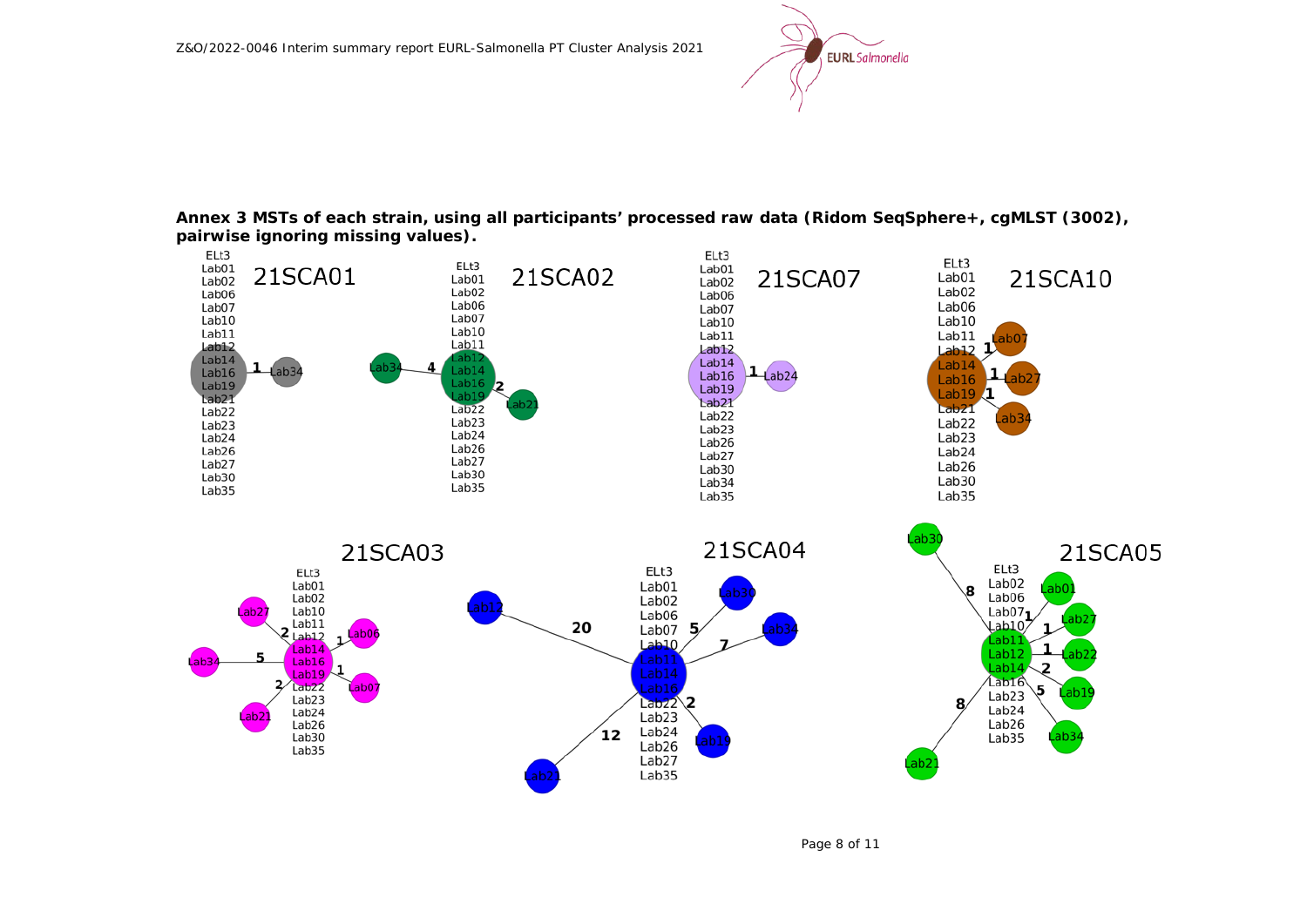**Annex 3 MSTs of each strain, using all participants' processed raw data (Ridom SeqSphere+, cgMLST (3002), pairwise ignoring missing values).**

21SCA01

ELt3
Lab01
Lab02
Lab06
Lab07
Lab10
Lab11
Lab12
Lab14
Lab16
Lab19
Lab21
Lab22
Lab23
Lab24
Lab26
Lab27
Lab30
Lab35

1 — Lab34

21SCA02

ELt3
Lab01
Lab02
Lab06
Lab07
Lab10
Lab11
Lab12
Lab14
Lab16
Lab19
Lab22
Lab23
Lab24
Lab26
Lab27
Lab30
Lab35

4 — Lab34
2 — Lab21

21SCA07

ELt3
Lab01
Lab02
Lab06
Lab07
Lab10
Lab11
Lab12
Lab14
Lab16
Lab19
Lab21
Lab22
Lab23
Lab26
Lab27
Lab30
Lab34
Lab35

1 — Lab24

21SCA10

ELt3
Lab01
Lab02
Lab06
Lab10
Lab11
Lab12
Lab14
Lab16
Lab19
Lab21
Lab22
Lab23
Lab24
Lab26
Lab30
Lab35

1 — Lab07
1 — Lab27
1 — Lab34

21SCA03

ELt3
Lab01
Lab02
Lab10
Lab11
Lab12
Lab14
Lab16
Lab19
Lab22
Lab23
Lab24
Lab26
Lab30
Lab35

2 — Lab27
1 — Lab06
5 — Lab34
1 — Lab07
2 — Lab21

21SCA04

ELt3
Lab01
Lab02
Lab06
Lab07
Lab10
Lab11
Lab14
Lab16
Lab22
Lab23
Lab24
Lab26
Lab27
Lab35

20 — Lab12
5 — Lab30
7 — Lab34
2 — Lab19
12 — Lab21

21SCA05

ELt3
Lab02
Lab06
Lab07
Lab10
Lab11
Lab12
Lab14
Lab16
Lab23
Lab24
Lab26
Lab35

8 — Lab30
1 — Lab01
1 — Lab27
1 — Lab22
2 — Lab19
5 — Lab34
8 — Lab21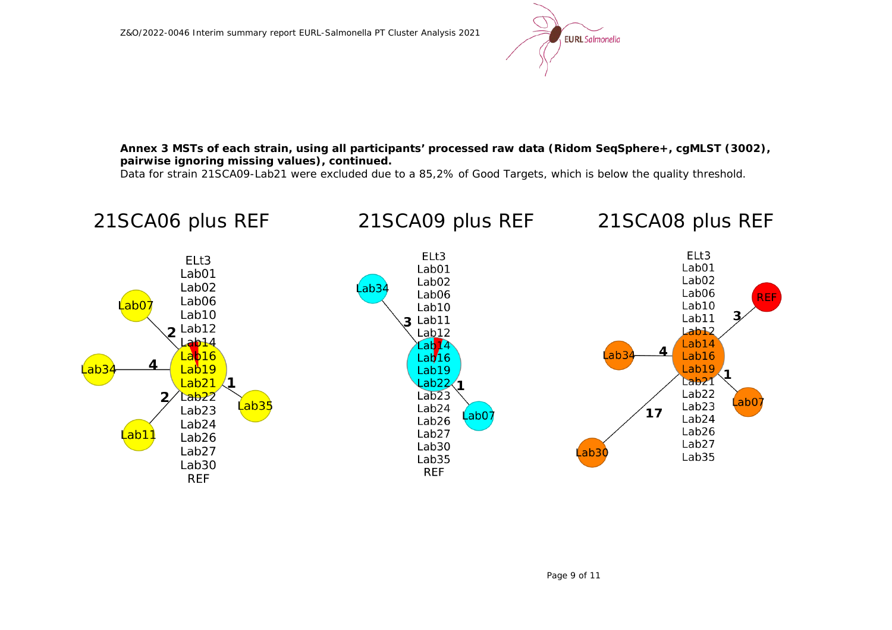**Annex 3 MSTs of each strain, using all participants' processed raw data (Ridom SeqSphere+, cgMLST (3002), pairwise ignoring missing values), continued.**

Data for strain 21SCA09-Lab21 were excluded due to a 85,2% of Good Targets, which is below the quality threshold.

21SCA06 plus REF

ELt3
Lab01
Lab02
Lab06
Lab10
Lab12
Lab14
Lab16
Lab19
Lab21
Lab22
Lab23
Lab24
Lab26
Lab27
Lab30
REF

Lab07 (2), Lab34 (4), Lab11 (2), Lab35 (1)

21SCA09 plus REF

ELt3
Lab01
Lab02
Lab06
Lab10
Lab11
Lab12
Lab14
Lab16
Lab19
Lab22
Lab23
Lab24
Lab26
Lab27
Lab30
Lab35
REF

Lab34 (3), Lab07 (1)

21SCA08 plus REF

ELt3
Lab01
Lab02
Lab06
Lab10
Lab11
Lab12
Lab14
Lab16
Lab19
Lab21
Lab22
Lab23
Lab24
Lab26
Lab27
Lab35

REF (3), Lab34 (4), Lab07 (1), Lab30 (17)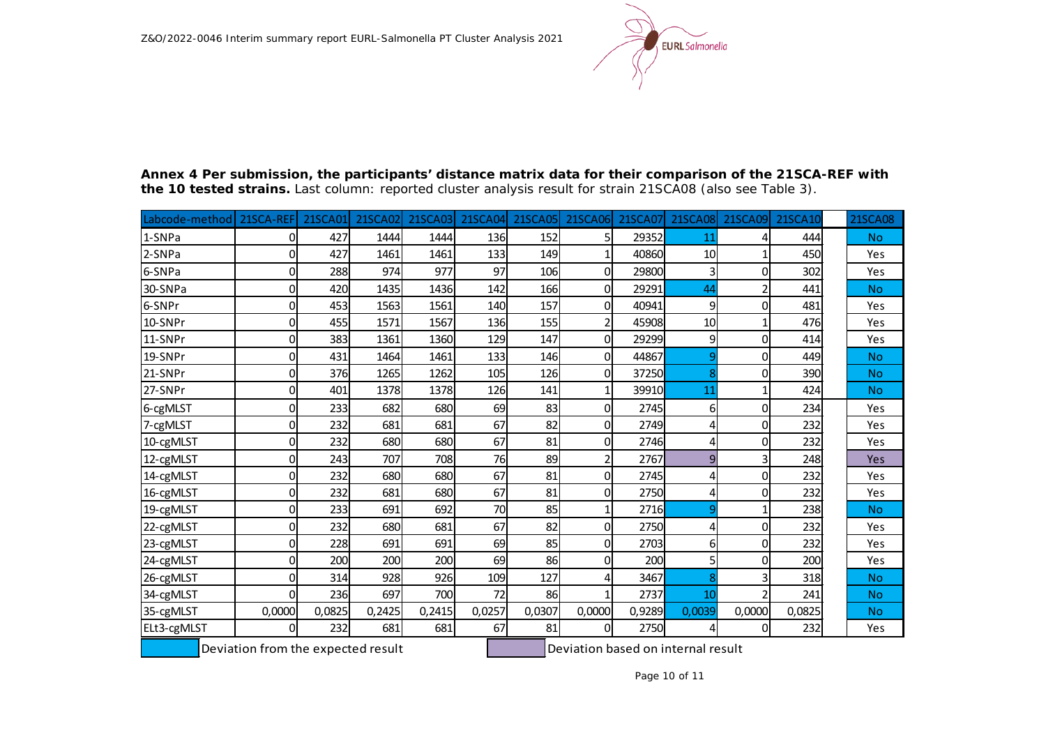**Annex 4 Per submission, the participants' distance matrix data for their comparison of the 21SCA-REF with the 10 tested strains.** Last column: reported cluster analysis result for strain 21SCA08 (also see Table 3).

| Labcode-method | 21SCA-REF | 21SCA01 | 21SCA02 | 21SCA03 | 21SCA04 | 21SCA05 | 21SCA06 | 21SCA07 | 21SCA08 | 21SCA09 | 21SCA10 | | 21SCA08 |
|---|---|---|---|---|---|---|---|---|---|---|---|---|---|
| 1-SNPa | 0 | 427 | 1444 | 1444 | 136 | 152 | 5 | 29352 | 11 | 4 | 444 | | No |
| 2-SNPa | 0 | 427 | 1461 | 1461 | 133 | 149 | 1 | 40860 | 10 | 1 | 450 | | Yes |
| 6-SNPa | 0 | 288 | 974 | 977 | 97 | 106 | 0 | 29800 | 3 | 0 | 302 | | Yes |
| 30-SNPa | 0 | 420 | 1435 | 1436 | 142 | 166 | 0 | 29291 | 44 | 2 | 441 | | No |
| 6-SNPr | 0 | 453 | 1563 | 1561 | 140 | 157 | 0 | 40941 | 9 | 0 | 481 | | Yes |
| 10-SNPr | 0 | 455 | 1571 | 1567 | 136 | 155 | 2 | 45908 | 10 | 1 | 476 | | Yes |
| 11-SNPr | 0 | 383 | 1361 | 1360 | 129 | 147 | 0 | 29299 | 9 | 0 | 414 | | Yes |
| 19-SNPr | 0 | 431 | 1464 | 1461 | 133 | 146 | 0 | 44867 | 9 | 0 | 449 | | No |
| 21-SNPr | 0 | 376 | 1265 | 1262 | 105 | 126 | 0 | 37250 | 8 | 0 | 390 | | No |
| 27-SNPr | 0 | 401 | 1378 | 1378 | 126 | 141 | 1 | 39910 | 11 | 1 | 424 | | No |
| 6-cgMLST | 0 | 233 | 682 | 680 | 69 | 83 | 0 | 2745 | 6 | 0 | 234 | | Yes |
| 7-cgMLST | 0 | 232 | 681 | 681 | 67 | 82 | 0 | 2749 | 4 | 0 | 232 | | Yes |
| 10-cgMLST | 0 | 232 | 680 | 680 | 67 | 81 | 0 | 2746 | 4 | 0 | 232 | | Yes |
| 12-cgMLST | 0 | 243 | 707 | 708 | 76 | 89 | 2 | 2767 | 9 | 3 | 248 | | Yes |
| 14-cgMLST | 0 | 232 | 680 | 680 | 67 | 81 | 0 | 2745 | 4 | 0 | 232 | | Yes |
| 16-cgMLST | 0 | 232 | 681 | 680 | 67 | 81 | 0 | 2750 | 4 | 0 | 232 | | Yes |
| 19-cgMLST | 0 | 233 | 691 | 692 | 70 | 85 | 1 | 2716 | 9 | 1 | 238 | | No |
| 22-cgMLST | 0 | 232 | 680 | 681 | 67 | 82 | 0 | 2750 | 4 | 0 | 232 | | Yes |
| 23-cgMLST | 0 | 228 | 691 | 691 | 69 | 85 | 0 | 2703 | 6 | 0 | 232 | | Yes |
| 24-cgMLST | 0 | 200 | 200 | 200 | 69 | 86 | 0 | 200 | 5 | 0 | 200 | | Yes |
| 26-cgMLST | 0 | 314 | 928 | 926 | 109 | 127 | 4 | 3467 | 8 | 3 | 318 | | No |
| 34-cgMLST | 0 | 236 | 697 | 700 | 72 | 86 | 1 | 2737 | 10 | 2 | 241 | | No |
| 35-cgMLST | 0,0000 | 0,0825 | 0,2425 | 0,2415 | 0,0257 | 0,0307 | 0,0000 | 0,9289 | 0,0039 | 0,0000 | 0,0825 | | No |
| ELt3-cgMLST | 0 | 232 | 681 | 681 | 67 | 81 | 0 | 2750 | 4 | 0 | 232 | | Yes |

Deviation from the expected result (blue highlighting: 21SCA08 values and results for 1-SNPa, 30-SNPa, 19-SNPr, 21-SNPr, 27-SNPr, 19-cgMLST, 26-cgMLST, 34-cgMLST, 35-cgMLST)

Deviation based on internal result (purple highlighting: 21SCA08 value and result for 12-cgMLST)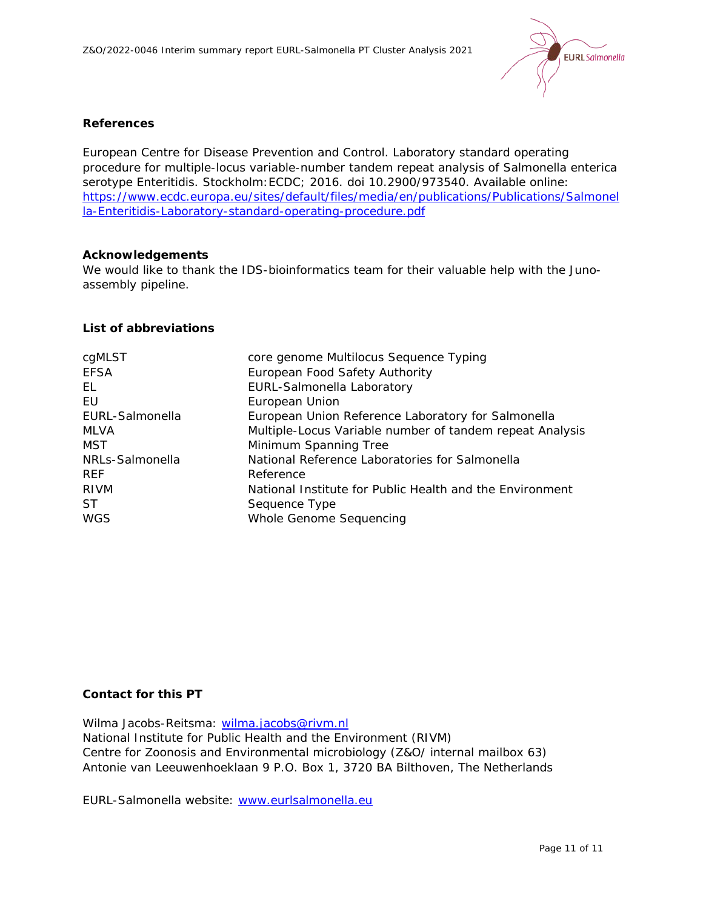**References**

European Centre for Disease Prevention and Control. Laboratory standard operating procedure for multiple-locus variable-number tandem repeat analysis of Salmonella enterica serotype Enteritidis. Stockholm:ECDC; 2016. doi 10.2900/973540. Available online: [https://www.ecdc.europa.eu/sites/default/files/media/en/publications/Publications/Salmonella-Enteritidis-Laboratory-standard-operating-procedure.pdf](https://www.ecdc.europa.eu/sites/default/files/media/en/publications/Publications/Salmonella-Enteritidis-Laboratory-standard-operating-procedure.pdf)

**Acknowledgements**

We would like to thank the IDS-bioinformatics team for their valuable help with the Juno-assembly pipeline.

**List of abbreviations**

| | |
|---|---|
| cgMLST | core genome Multilocus Sequence Typing |
| EFSA | European Food Safety Authority |
| EL | EURL-Salmonella Laboratory |
| EU | European Union |
| EURL-Salmonella | European Union Reference Laboratory for Salmonella |
| MLVA | Multiple-Locus Variable number of tandem repeat Analysis |
| MST | Minimum Spanning Tree |
| NRLs-Salmonella | National Reference Laboratories for Salmonella |
| REF | Reference |
| RIVM | National Institute for Public Health and the Environment |
| ST | Sequence Type |
| WGS | Whole Genome Sequencing |

**Contact for this PT**

Wilma Jacobs-Reitsma: [wilma.jacobs@rivm.nl](mailto:wilma.jacobs@rivm.nl)
National Institute for Public Health and the Environment (RIVM)
Centre for Zoonosis and Environmental microbiology (Z&O/ internal mailbox 63)
Antonie van Leeuwenhoeklaan 9 P.O. Box 1, 3720 BA Bilthoven, The Netherlands

EURL-Salmonella website: [www.eurlsalmonella.eu](http://www.eurlsalmonella.eu)